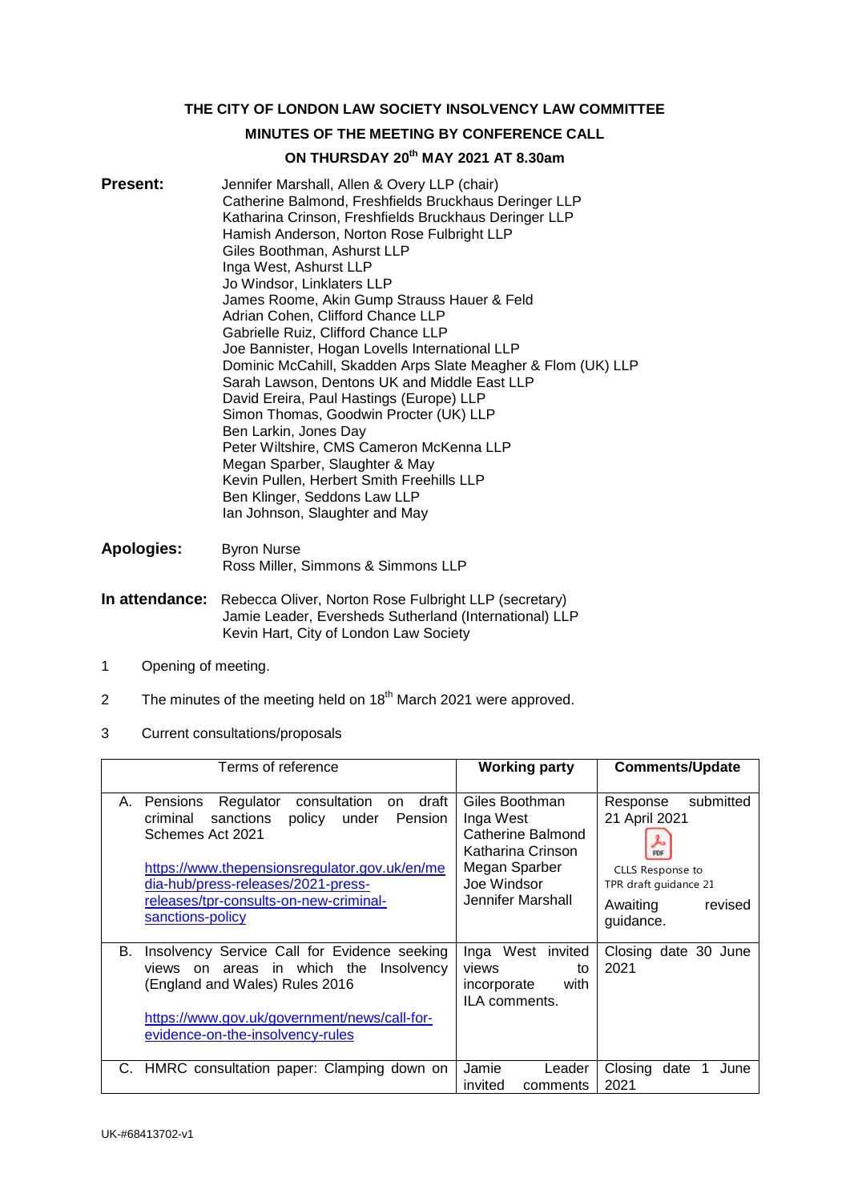**THE CITY OF LONDON LAW SOCIETY INSOLVENCY LAW COMMITTEE**

**MINUTES OF THE MEETING BY CONFERENCE CALL**

**ON THURSDAY 20th MAY 2021 AT 8.30am**

**Present:**
Jennifer Marshall, Allen & Overy LLP (chair)
Catherine Balmond, Freshfields Bruckhaus Deringer LLP
Katharina Crinson, Freshfields Bruckhaus Deringer LLP
Hamish Anderson, Norton Rose Fulbright LLP
Giles Boothman, Ashurst LLP
Inga West, Ashurst LLP
Jo Windsor, Linklaters LLP
James Roome, Akin Gump Strauss Hauer & Feld
Adrian Cohen, Clifford Chance LLP
Gabrielle Ruiz, Clifford Chance LLP
Joe Bannister, Hogan Lovells International LLP
Dominic McCahill, Skadden Arps Slate Meagher & Flom (UK) LLP
Sarah Lawson, Dentons UK and Middle East LLP
David Ereira, Paul Hastings (Europe) LLP
Simon Thomas, Goodwin Procter (UK) LLP
Ben Larkin, Jones Day
Peter Wiltshire, CMS Cameron McKenna LLP
Megan Sparber, Slaughter & May
Kevin Pullen, Herbert Smith Freehills LLP
Ben Klinger, Seddons Law LLP
Ian Johnson, Slaughter and May

**Apologies:**
Byron Nurse
Ross Miller, Simmons & Simmons LLP

**In attendance:**
Rebecca Oliver, Norton Rose Fulbright LLP (secretary)
Jamie Leader, Eversheds Sutherland (International) LLP
Kevin Hart, City of London Law Society

1. Opening of meeting.

2. The minutes of the meeting held on 18th March 2021 were approved.

3. Current consultations/proposals

| Terms of reference | Working party | Comments/Update |
|---|---|---|
| A. Pensions Regulator consultation on draft criminal sanctions policy under Pension Schemes Act 2021<br><br>https://www.thepensionsregulator.gov.uk/en/media-hub/press-releases/2021-press-releases/tpr-consults-on-new-criminal-sanctions-policy | Giles Boothman<br>Inga West<br>Catherine Balmond<br>Katharina Crinson<br>Megan Sparber<br>Joe Windsor<br>Jennifer Marshall | Response submitted 21 April 2021<br><br>CLLS Response to TPR draft guidance 21<br><br>Awaiting revised guidance. |
| B. Insolvency Service Call for Evidence seeking views on areas in which the Insolvency (England and Wales) Rules 2016<br><br>https://www.gov.uk/government/news/call-for-evidence-on-the-insolvency-rules | Inga West invited views to incorporate with ILA comments. | Closing date 30 June 2021 |
| C. HMRC consultation paper: Clamping down on | Jamie Leader invited comments | Closing date 1 June 2021 |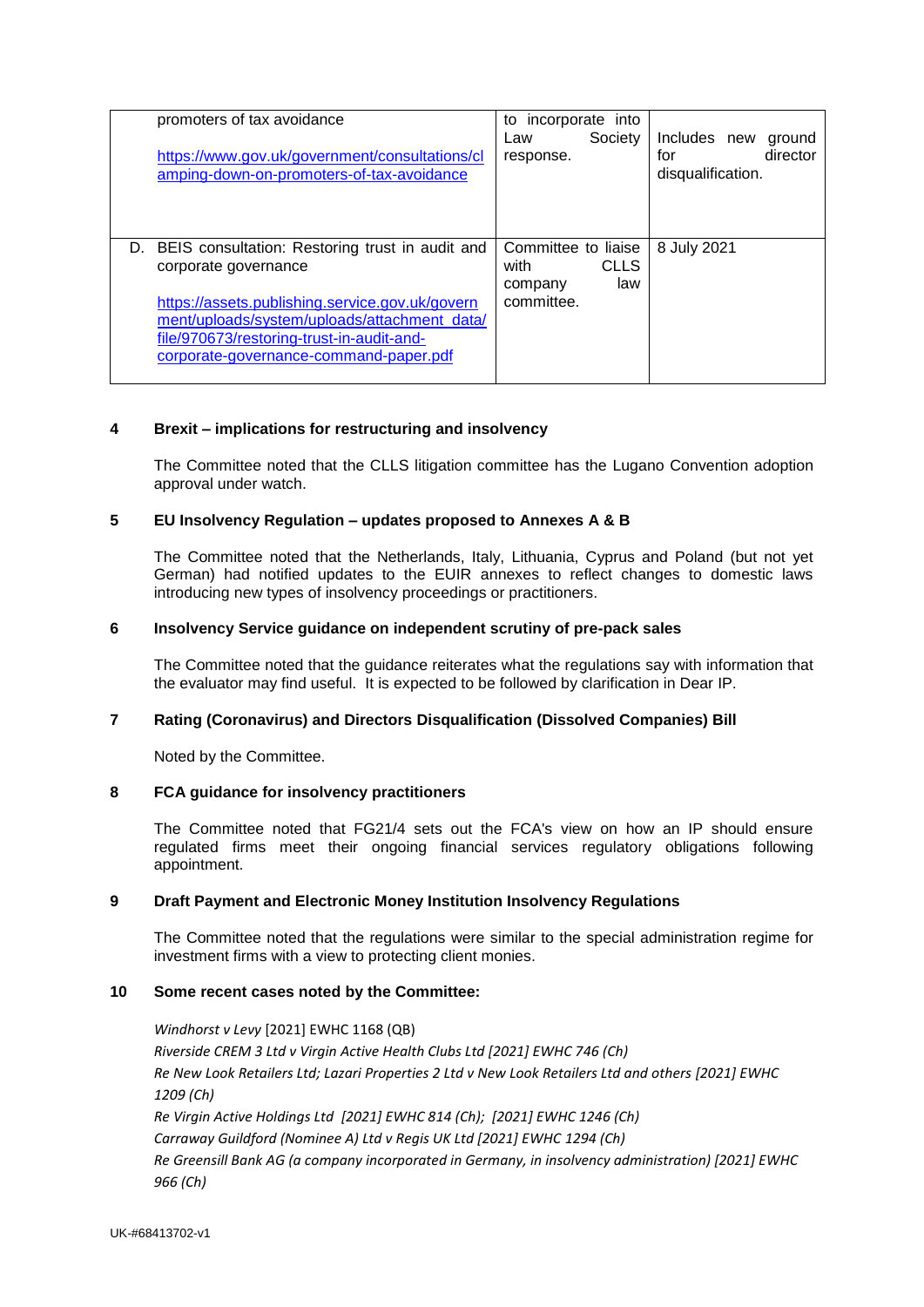| | | | |
|---|---|---|---|
| | promoters of tax avoidance<br><br>https://www.gov.uk/government/consultations/clamping-down-on-promoters-of-tax-avoidance | to incorporate into Law Society response. | Includes new ground for director disqualification. |
| D. | BEIS consultation: Restoring trust in audit and corporate governance<br><br>https://assets.publishing.service.gov.uk/government/uploads/system/uploads/attachment_data/file/970673/restoring-trust-in-audit-and-corporate-governance-command-paper.pdf | Committee to liaise with CLLS company law committee. | 8 July 2021 |

**4 Brexit – implications for restructuring and insolvency**

The Committee noted that the CLLS litigation committee has the Lugano Convention adoption approval under watch.

**5 EU Insolvency Regulation – updates proposed to Annexes A & B**

The Committee noted that the Netherlands, Italy, Lithuania, Cyprus and Poland (but not yet German) had notified updates to the EUIR annexes to reflect changes to domestic laws introducing new types of insolvency proceedings or practitioners.

**6 Insolvency Service guidance on independent scrutiny of pre-pack sales**

The Committee noted that the guidance reiterates what the regulations say with information that the evaluator may find useful. It is expected to be followed by clarification in Dear IP.

**7 Rating (Coronavirus) and Directors Disqualification (Dissolved Companies) Bill**

Noted by the Committee.

**8 FCA guidance for insolvency practitioners**

The Committee noted that FG21/4 sets out the FCA's view on how an IP should ensure regulated firms meet their ongoing financial services regulatory obligations following appointment.

**9 Draft Payment and Electronic Money Institution Insolvency Regulations**

The Committee noted that the regulations were similar to the special administration regime for investment firms with a view to protecting client monies.

**10 Some recent cases noted by the Committee:**

*Windhorst v Levy* [2021] EWHC 1168 (QB)
*Riverside CREM 3 Ltd v Virgin Active Health Clubs Ltd [2021] EWHC 746 (Ch)*
*Re New Look Retailers Ltd; Lazari Properties 2 Ltd v New Look Retailers Ltd and others [2021] EWHC 1209 (Ch)*
*Re Virgin Active Holdings Ltd [2021] EWHC 814 (Ch); [2021] EWHC 1246 (Ch)*
*Carraway Guildford (Nominee A) Ltd v Regis UK Ltd [2021] EWHC 1294 (Ch)*
*Re Greensill Bank AG (a company incorporated in Germany, in insolvency administration) [2021] EWHC 966 (Ch)*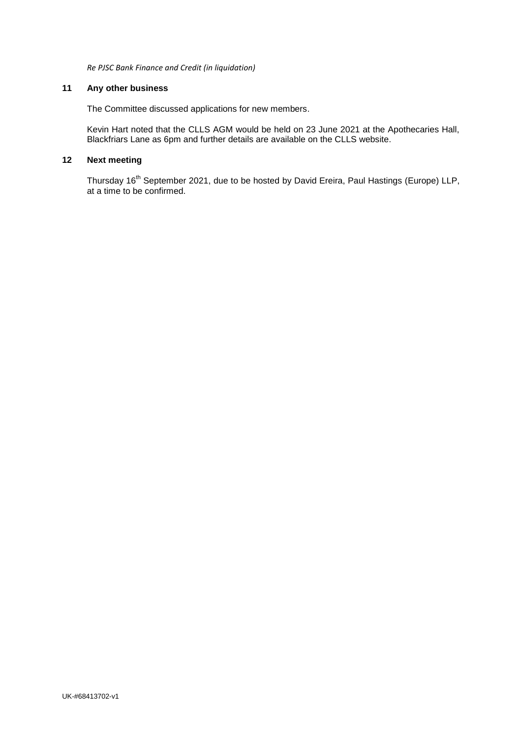*Re PJSC Bank Finance and Credit (in liquidation)*

## 11 Any other business

The Committee discussed applications for new members.

Kevin Hart noted that the CLLS AGM would be held on 23 June 2021 at the Apothecaries Hall, Blackfriars Lane as 6pm and further details are available on the CLLS website.

## 12 Next meeting

Thursday 16th September 2021, due to be hosted by David Ereira, Paul Hastings (Europe) LLP, at a time to be confirmed.

UK-#68413702-v1